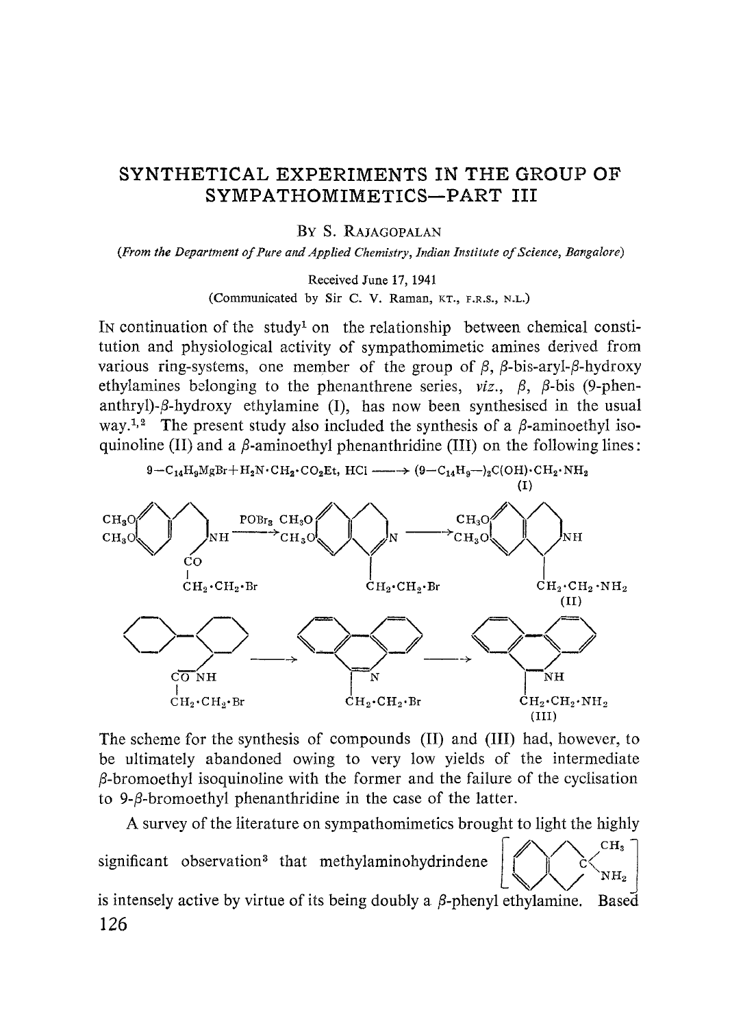# SYNTHETICAL EXPERIMENTS IN THE GROUP OF SYMPATHOMIMETICS—PART III

By S. Rajagopalan

*(From the Department of Pure and Applied Chemistry, Indian Institute of Science, Bangalore)*

Received June 17, 1941

(Communicated by Sir C. V. Raman, KT., F.R.S., N.L.)

In continuation of the study[1] on the relationship between chemical constitution and physiological activity of sympathomimetic amines derived from various ring-systems, one member of the group of $\beta$, $\beta$-bis-aryl-$\beta$-hydroxy ethylamines belonging to the phenanthrene series, *viz.*, $\beta$, $\beta$-bis (9-phenanthryl)-$\beta$-hydroxy ethylamine (I), has now been synthesised in the usual way.[1,2] The present study also included the synthesis of a $\beta$-aminoethyl isoquinoline (II) and a $\beta$-aminoethyl phenanthridine (III) on the following lines:

$$9\text{—}C_{14}H_9MgBr + H_2N \cdot CH_2 \cdot CO_2Et, \text{ HCl} \longrightarrow (9\text{—}C_{14}H_9\text{—})_2C(OH) \cdot CH_2 \cdot NH_2 \quad \text{(I)}$$

The scheme for the synthesis of compounds (II) and (III) had, however, to be ultimately abandoned owing to very low yields of the intermediate $\beta$-bromoethyl isoquinoline with the former and the failure of the cyclisation to 9-$\beta$-bromoethyl phenanthridine in the case of the latter.

A survey of the literature on sympathomimetics brought to light the highly significant observation[3] that methylaminohydrindene is intensely active by virtue of its being doubly a $\beta$-phenyl ethylamine. Based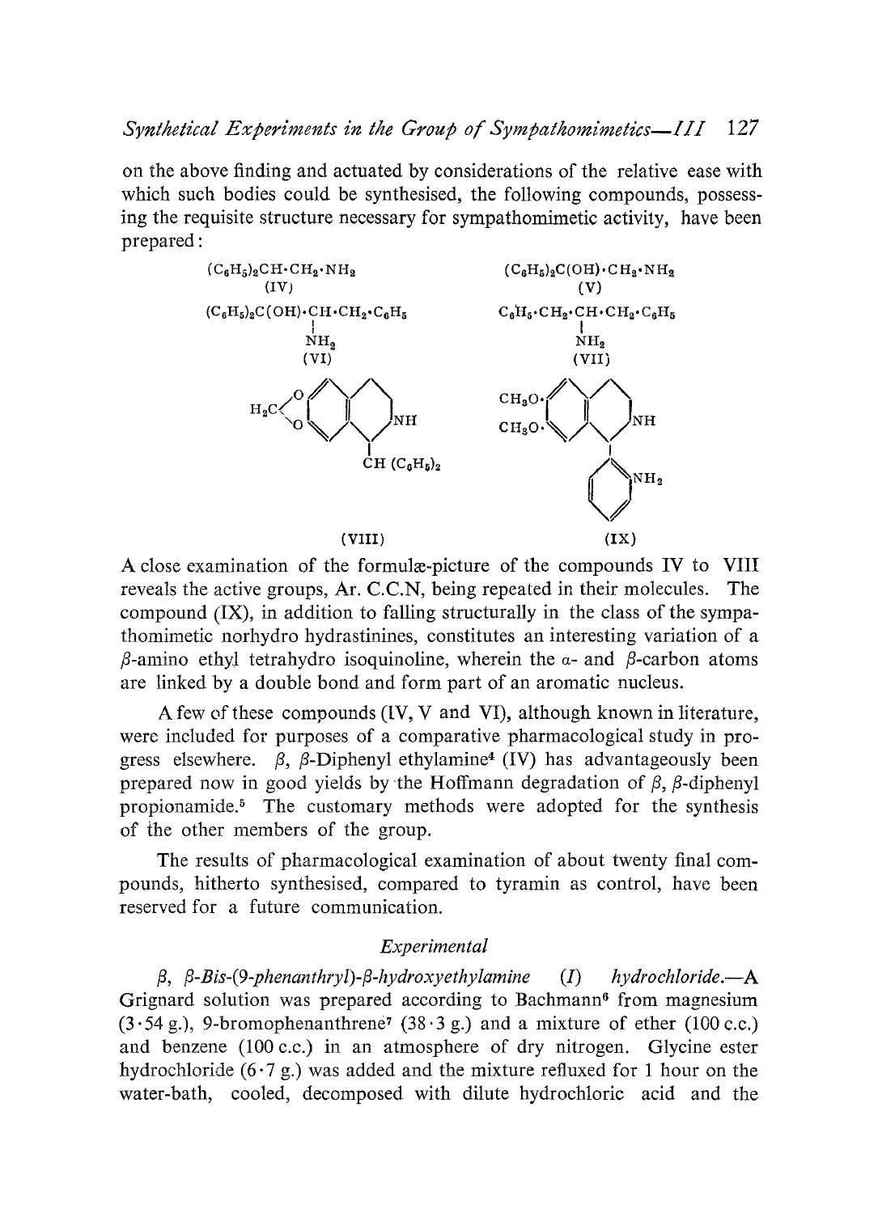on the above finding and actuated by considerations of the relative ease with which such bodies could be synthesised, the following compounds, possessing the requisite structure necessary for sympathomimetic activity, have been prepared:

$(C_6H_5)_2CH \cdot CH_2 \cdot NH_2$ (IV)

$(C_6H_5)_2C(OH) \cdot CH_2 \cdot NH_2$ (V)

$(C_6H_5)_2C(OH) \cdot CH(NH_2) \cdot CH_2 \cdot C_6H_5$ (VI)

$C_6H_5 \cdot CH_2 \cdot CH(NH_2) \cdot CH_2 \cdot C_6H_5$ (VII)

(VIII) (IX)

A close examination of the formulæ-picture of the compounds IV to VIII reveals the active groups, Ar. C.C.N, being repeated in their molecules. The compound (IX), in addition to falling structurally in the class of the sympathomimetic norhydro hydrastinines, constitutes an interesting variation of a $\beta$-amino ethyl tetrahydro isoquinoline, wherein the $\alpha$- and $\beta$-carbon atoms are linked by a double bond and form part of an aromatic nucleus.

A few of these compounds (IV, V and VI), although known in literature, were included for purposes of a comparative pharmacological study in progress elsewhere. $\beta$, $\beta$-Diphenyl ethylamine[4] (IV) has advantageously been prepared now in good yields by the Hoffmann degradation of $\beta$, $\beta$-diphenyl propionamide.[5] The customary methods were adopted for the synthesis of the other members of the group.

The results of pharmacological examination of about twenty final compounds, hitherto synthesised, compared to tyramin as control, have been reserved for a future communication.

## *Experimental*

*$\beta$, $\beta$-Bis-(9-phenanthryl)-$\beta$-hydroxyethylamine (I) hydrochloride.*—A Grignard solution was prepared according to Bachmann[6] from magnesium (3·54 g.), 9-bromophenanthrene[7] (38·3 g.) and a mixture of ether (100 c.c.) and benzene (100 c.c.) in an atmosphere of dry nitrogen. Glycine ester hydrochloride (6·7 g.) was added and the mixture refluxed for 1 hour on the water-bath, cooled, decomposed with dilute hydrochloric acid and the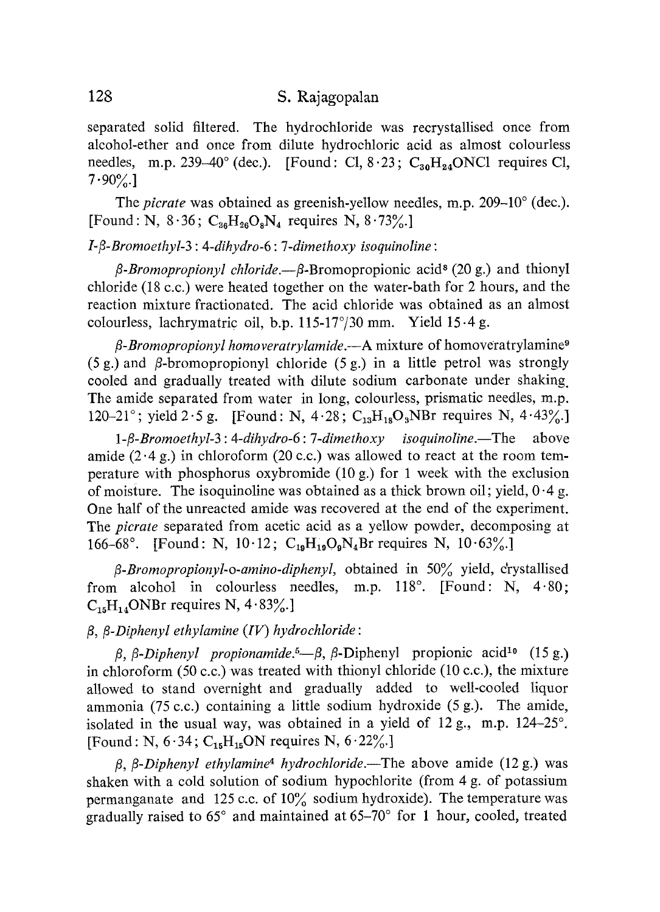separated solid filtered. The hydrochloride was recrystallised once from alcohol-ether and once from dilute hydrochloric acid as almost colourless needles, m.p. 239–40° (dec.). [Found: Cl, 8·23; $C_{30}H_{24}ONCl$ requires Cl, 7·90%.]

The *picrate* was obtained as greenish-yellow needles, m.p. 209–10° (dec.). [Found: N, 8·36; $C_{36}H_{26}O_8N_4$ requires N, 8·73%.]

*1-β-Bromoethyl-3 : 4-dihydro-6 : 7-dimethoxy isoquinoline*:

*β-Bromopropionyl chloride.*—β-Bromopropionic acid[8] (20 g.) and thionyl chloride (18 c.c.) were heated together on the water-bath for 2 hours, and the reaction mixture fractionated. The acid chloride was obtained as an almost colourless, lachrymatric oil, b.p. 115-17°/30 mm. Yield 15·4 g.

*β-Bromopropionyl homoveratrylamide.*—A mixture of homoveratrylamine[9] (5 g.) and β-bromopropionyl chloride (5 g.) in a little petrol was strongly cooled and gradually treated with dilute sodium carbonate under shaking. The amide separated from water in long, colourless, prismatic needles, m.p. 120–21°; yield 2·5 g. [Found: N, 4·28; $C_{13}H_{18}O_3NBr$ requires N, 4·43%.]

*1-β-Bromoethyl-3 : 4-dihydro-6 : 7-dimethoxy isoquinoline.*—The above amide (2·4 g.) in chloroform (20 c.c.) was allowed to react at the room temperature with phosphorus oxybromide (10 g.) for 1 week with the exclusion of moisture. The isoquinoline was obtained as a thick brown oil; yield, 0·4 g. One half of the unreacted amide was recovered at the end of the experiment. The *picrate* separated from acetic acid as a yellow powder, decomposing at 166–68°. [Found: N, 10·12; $C_{19}H_{19}O_9N_4Br$ requires N, 10·63%.]

*β-Bromopropionyl-o-amino-diphenyl*, obtained in 50% yield, crystallised from alcohol in colourless needles, m.p. 118°. [Found: N, 4·80; $C_{15}H_{14}ONBr$ requires N, 4·83%.]

*β, β-Diphenyl ethylamine (IV) hydrochloride*:

*β, β-Diphenyl propionamide.*[5]—β, β-Diphenyl propionic acid[10] (15 g.) in chloroform (50 c.c.) was treated with thionyl chloride (10 c.c.), the mixture allowed to stand overnight and gradually added to well-cooled liquor ammonia (75 c.c.) containing a little sodium hydroxide (5 g.). The amide, isolated in the usual way, was obtained in a yield of 12 g., m.p. 124–25°. [Found: N, 6·34; $C_{15}H_{15}ON$ requires N, 6·22%.]

*β, β-Diphenyl ethylamine*[4] *hydrochloride.*—The above amide (12 g.) was shaken with a cold solution of sodium hypochlorite (from 4 g. of potassium permanganate and 125 c.c. of 10% sodium hydroxide). The temperature was gradually raised to 65° and maintained at 65–70° for 1 hour, cooled, treated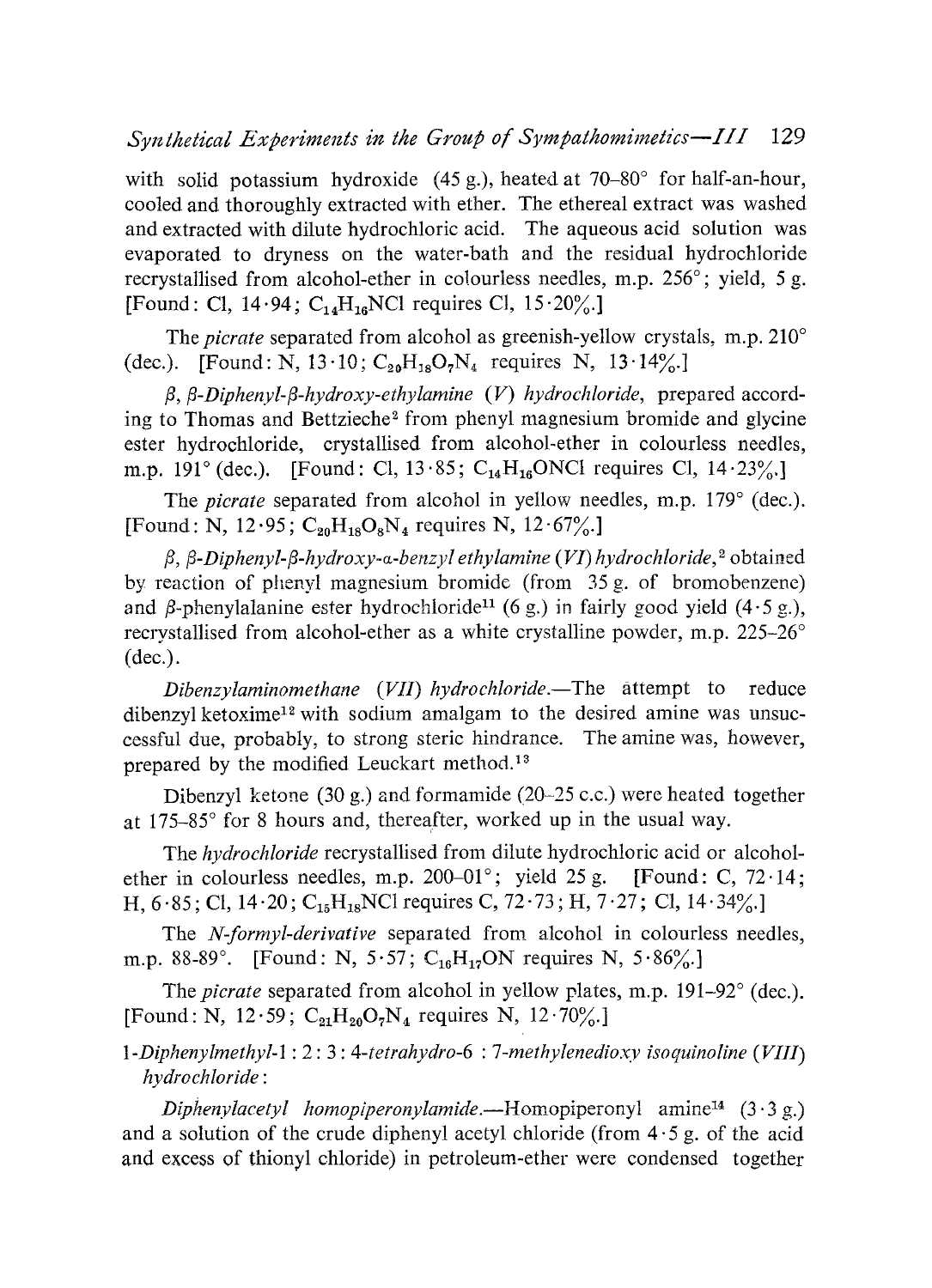with solid potassium hydroxide (45 g.), heated at 70–80° for half-an-hour, cooled and thoroughly extracted with ether. The ethereal extract was washed and extracted with dilute hydrochloric acid. The aqueous acid solution was evaporated to dryness on the water-bath and the residual hydrochloride recrystallised from alcohol-ether in colourless needles, m.p. 256°; yield, 5 g. [Found: Cl, 14·94; $C_{14}H_{16}NCl$ requires Cl, 15·20%.]

The *picrate* separated from alcohol as greenish-yellow crystals, m.p. 210° (dec.). [Found: N, 13·10; $C_{20}H_{18}O_7N_4$ requires N, 13·14%.]

*β, β-Diphenyl-β-hydroxy-ethylamine (V) hydrochloride*, prepared according to Thomas and Bettzieche[2] from phenyl magnesium bromide and glycine ester hydrochloride, crystallised from alcohol-ether in colourless needles, m.p. 191° (dec.). [Found: Cl, 13·85; $C_{14}H_{16}ONCl$ requires Cl, 14·23%.]

The *picrate* separated from alcohol in yellow needles, m.p. 179° (dec.). [Found: N, 12·95; $C_{20}H_{18}O_8N_4$ requires N, 12·67%.]

*β, β-Diphenyl-β-hydroxy-α-benzyl ethylamine (VI) hydrochloride*,[2] obtained by reaction of phenyl magnesium bromide (from 35 g. of bromobenzene) and β-phenylalanine ester hydrochloride[11] (6 g.) in fairly good yield (4·5 g.), recrystallised from alcohol-ether as a white crystalline powder, m.p. 225–26° (dec.).

*Dibenzylaminomethane (VII) hydrochloride*.—The attempt to reduce dibenzyl ketoxime[12] with sodium amalgam to the desired amine was unsuccessful due, probably, to strong steric hindrance. The amine was, however, prepared by the modified Leuckart method.[13]

Dibenzyl ketone (30 g.) and formamide (20–25 c.c.) were heated together at 175–85° for 8 hours and, thereafter, worked up in the usual way.

The *hydrochloride* recrystallised from dilute hydrochloric acid or alcohol-ether in colourless needles, m.p. 200–01°; yield 25 g. [Found: C, 72·14; H, 6·85; Cl, 14·20; $C_{15}H_{18}NCl$ requires C, 72·73; H, 7·27; Cl, 14·34%.]

The *N-formyl-derivative* separated from alcohol in colourless needles, m.p. 88-89°. [Found: N, 5·57; $C_{16}H_{17}ON$ requires N, 5·86%.]

The *picrate* separated from alcohol in yellow plates, m.p. 191–92° (dec.). [Found: N, 12·59; $C_{21}H_{20}O_7N_4$ requires N, 12·70%.]

*1-Diphenylmethyl-1 : 2 : 3 : 4-tetrahydro-6 : 7-methylenedioxy isoquinoline (VIII) hydrochloride*:

*Diphenylacetyl homopiperonylamide*.—Homopiperonyl amine[14] (3·3 g.) and a solution of the crude diphenyl acetyl chloride (from 4·5 g. of the acid and excess of thionyl chloride) in petroleum-ether were condensed together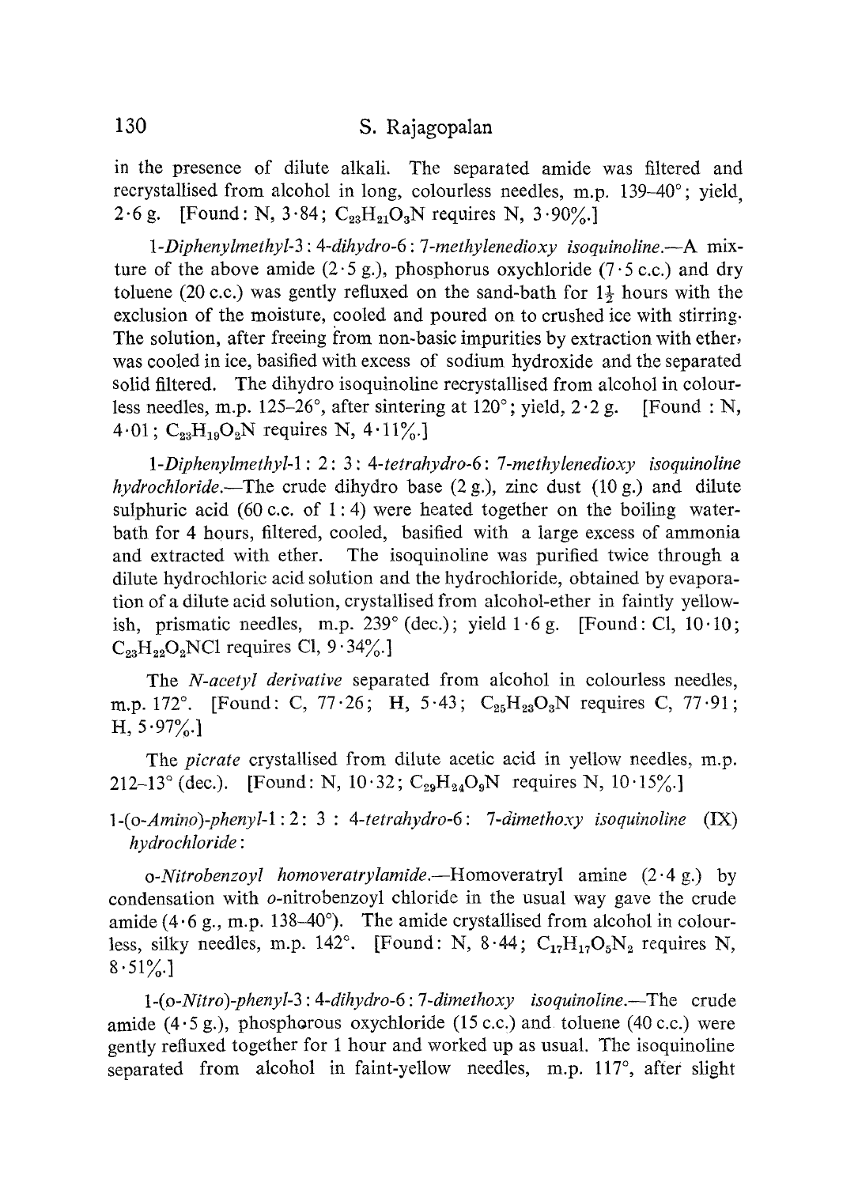in the presence of dilute alkali. The separated amide was filtered and recrystallised from alcohol in long, colourless needles, m.p. 139–40°; yield, 2·6 g. [Found: N, 3·84; $C_{23}H_{21}O_3N$ requires N, 3·90%.]

*1-Diphenylmethyl-3 : 4-dihydro-6 : 7-methylenedioxy isoquinoline*.—A mixture of the above amide (2·5 g.), phosphorus oxychloride (7·5 c.c.) and dry toluene (20 c.c.) was gently refluxed on the sand-bath for $1\frac{1}{2}$ hours with the exclusion of the moisture, cooled and poured on to crushed ice with stirring. The solution, after freeing from non-basic impurities by extraction with ether, was cooled in ice, basified with excess of sodium hydroxide and the separated solid filtered. The dihydro isoquinoline recrystallised from alcohol in colourless needles, m.p. 125–26°, after sintering at 120°; yield, 2·2 g. [Found : N, 4·01; $C_{23}H_{19}O_2N$ requires N, 4·11%.]

*1-Diphenylmethyl-1 : 2 : 3 : 4-tetrahydro-6 : 7-methylenedioxy isoquinoline hydrochloride*.—The crude dihydro base (2 g.), zinc dust (10 g.) and dilute sulphuric acid (60 c.c. of 1 : 4) were heated together on the boiling water-bath for 4 hours, filtered, cooled, basified with a large excess of ammonia and extracted with ether. The isoquinoline was purified twice through a dilute hydrochloric acid solution and the hydrochloride, obtained by evaporation of a dilute acid solution, crystallised from alcohol-ether in faintly yellowish, prismatic needles, m.p. 239° (dec.); yield 1·6 g. [Found: Cl, 10·10; $C_{23}H_{22}O_2NCl$ requires Cl, 9·34%.]

The *N-acetyl derivative* separated from alcohol in colourless needles, m.p. 172°. [Found: C, 77·26; H, 5·43; $C_{25}H_{23}O_3N$ requires C, 77·91; H, 5·97%.]

The *picrate* crystallised from dilute acetic acid in yellow needles, m.p. 212–13° (dec.). [Found: N, 10·32; $C_{29}H_{24}O_9N$ requires N, 10·15%.]

1-(o-*Amino*)-*phenyl*-1 : 2 : 3 : 4-*tetrahydro*-6 : 7-*dimethoxy isoquinoline* (IX) *hydrochloride*:

o-*Nitrobenzoyl homoveratrylamide*.—Homoveratryl amine (2·4 g.) by condensation with *o*-nitrobenzoyl chloride in the usual way gave the crude amide (4·6 g., m.p. 138–40°). The amide crystallised from alcohol in colourless, silky needles, m.p. 142°. [Found: N, 8·44; $C_{17}H_{17}O_5N_2$ requires N, 8·51%.]

1-(o-*Nitro*)-*phenyl*-3 : 4-*dihydro*-6 : 7-*dimethoxy isoquinoline*.—The crude amide (4·5 g.), phosphorous oxychloride (15 c.c.) and toluene (40 c.c.) were gently refluxed together for 1 hour and worked up as usual. The isoquinoline separated from alcohol in faint-yellow needles, m.p. 117°, after slight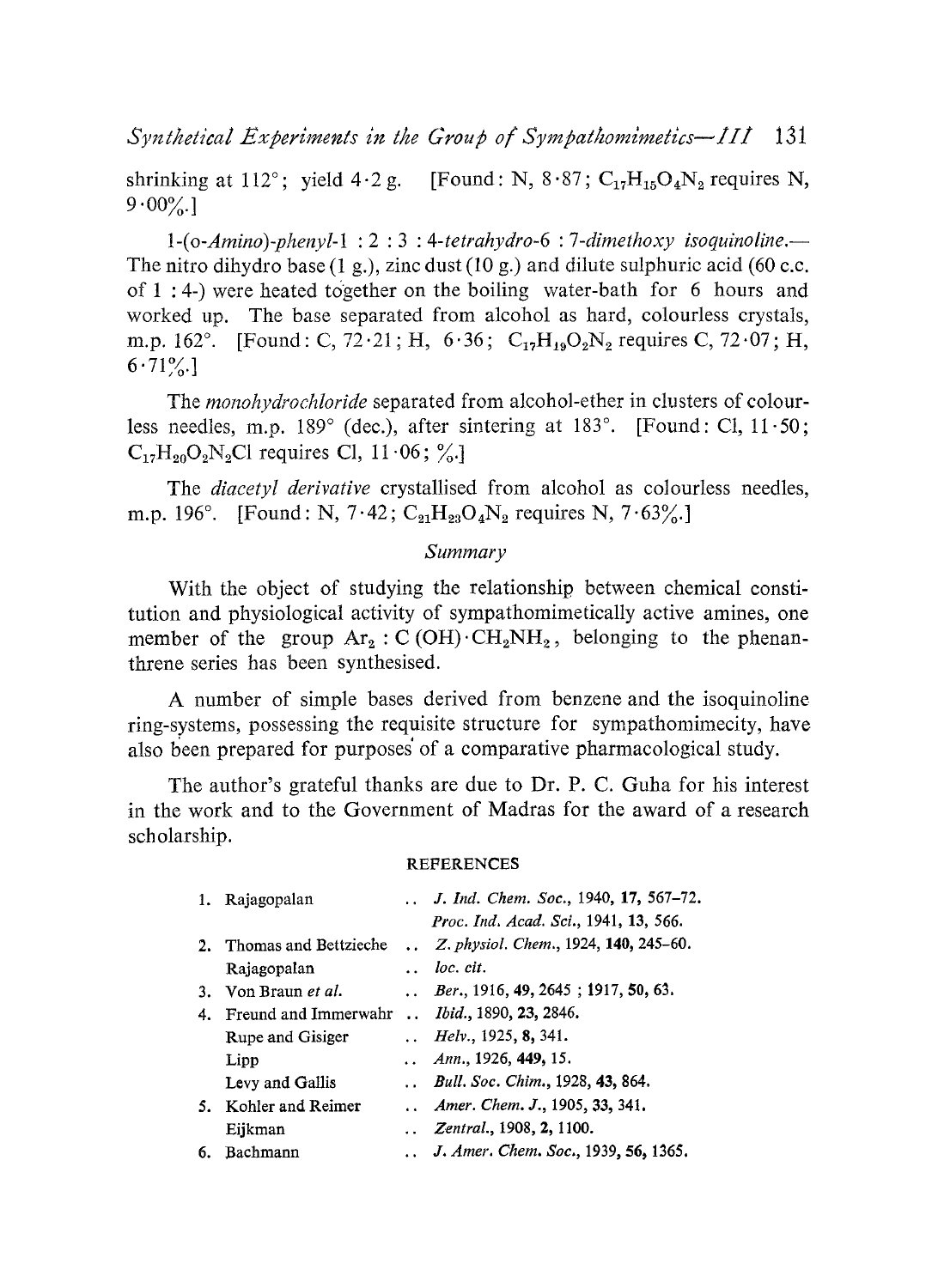shrinking at 112°; yield 4·2 g. [Found: N, 8·87; $C_{17}H_{15}O_4N_2$ requires N, 9·00%.]

1-(*o-Amino*)-*phenyl*-1 : 2 : 3 : 4-*tetrahydro*-6 : 7-*dimethoxy isoquinoline*.—The nitro dihydro base (1 g.), zinc dust (10 g.) and dilute sulphuric acid (60 c.c. of 1 : 4-) were heated together on the boiling water-bath for 6 hours and worked up. The base separated from alcohol as hard, colourless crystals, m.p. 162°. [Found: C, 72·21; H, 6·36; $C_{17}H_{19}O_2N_2$ requires C, 72·07; H, 6·71%.]

The *monohydrochloride* separated from alcohol-ether in clusters of colourless needles, m.p. 189° (dec.), after sintering at 183°. [Found: Cl, 11·50; $C_{17}H_{20}O_2N_2Cl$ requires Cl, 11·06; %.]

The *diacetyl derivative* crystallised from alcohol as colourless needles, m.p. 196°. [Found: N, 7·42; $C_{21}H_{23}O_4N_2$ requires N, 7·63%.]

## *Summary*

With the object of studying the relationship between chemical constitution and physiological activity of sympathomimetically active amines, one member of the group $Ar_2 : C(OH) \cdot CH_2NH_2$, belonging to the phenanthrene series has been synthesised.

A number of simple bases derived from benzene and the isoquinoline ring-systems, possessing the requisite structure for sympathomimecity, have also been prepared for purposes of a comparative pharmacological study.

The author's grateful thanks are due to Dr. P. C. Guha for his interest in the work and to the Government of Madras for the award of a research scholarship.

### REFERENCES

| | | |
|---|---|---|
| 1. | Rajagopalan | .. *J. Ind. Chem. Soc.*, 1940, **17**, 567–72. *Proc. Ind. Acad. Sci.*, 1941, **13**, 566. |
| 2. | Thomas and Bettzieche | .. *Z. physiol. Chem.*, 1924, **140**, 245–60. |
| | Rajagopalan | .. *loc. cit.* |
| 3. | Von Braun *et al.* | .. *Ber.*, 1916, **49**, 2645 ; 1917, **50**, 63. |
| 4. | Freund and Immerwahr | .. *Ibid.*, 1890, **23**, 2846. |
| | Rupe and Gisiger | .. *Helv.*, 1925, **8**, 341. |
| | Lipp | .. *Ann.*, 1926, **449**, 15. |
| | Levy and Gallis | .. *Bull. Soc. Chim.*, 1928, **43**, 864. |
| 5. | Kohler and Reimer | .. *Amer. Chem. J.*, 1905, **33**, 341. |
| | Eijkman | .. *Zentral.*, 1908, **2**, 1100. |
| 6. | Bachmann | .. *J. Amer. Chem. Soc.*, 1939, **56**, 1365. |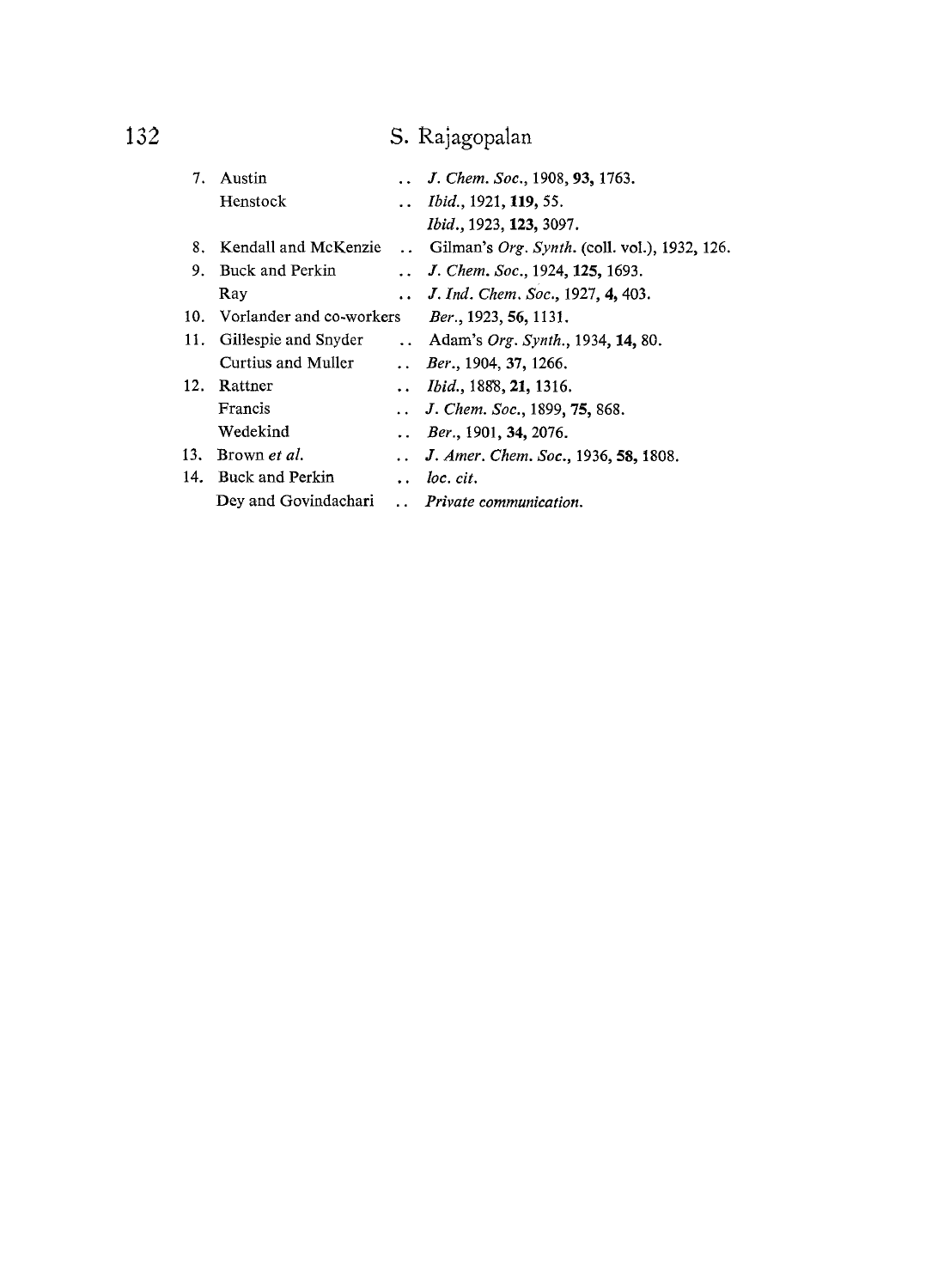7. Austin .. *J. Chem. Soc.*, 1908, **93,** 1763.
   Henstock .. *Ibid.*, 1921, **119,** 55.
   *Ibid.*, 1923, **123,** 3097.
8. Kendall and McKenzie .. Gilman's *Org. Synth.* (coll. vol.), 1932, 126.
9. Buck and Perkin .. *J. Chem. Soc.*, 1924, **125,** 1693.
   Ray .. *J. Ind. Chem. Soc.*, 1927, **4,** 403.
10. Vorlander and co-workers *Ber.*, 1923, **56,** 1131.
11. Gillespie and Snyder .. Adam's *Org. Synth.*, 1934, **14,** 80.
    Curtius and Muller .. *Ber.*, 1904, **37,** 1266.
12. Rattner .. *Ibid.*, 1888, **21,** 1316.
    Francis .. *J. Chem. Soc.*, 1899, **75,** 868.
    Wedekind .. *Ber.*, 1901, **34,** 2076.
13. Brown *et al.* .. *J. Amer. Chem. Soc.*, 1936, **58,** 1808.
14. Buck and Perkin .. *loc. cit.*
    Dey and Govindachari .. *Private communication.*